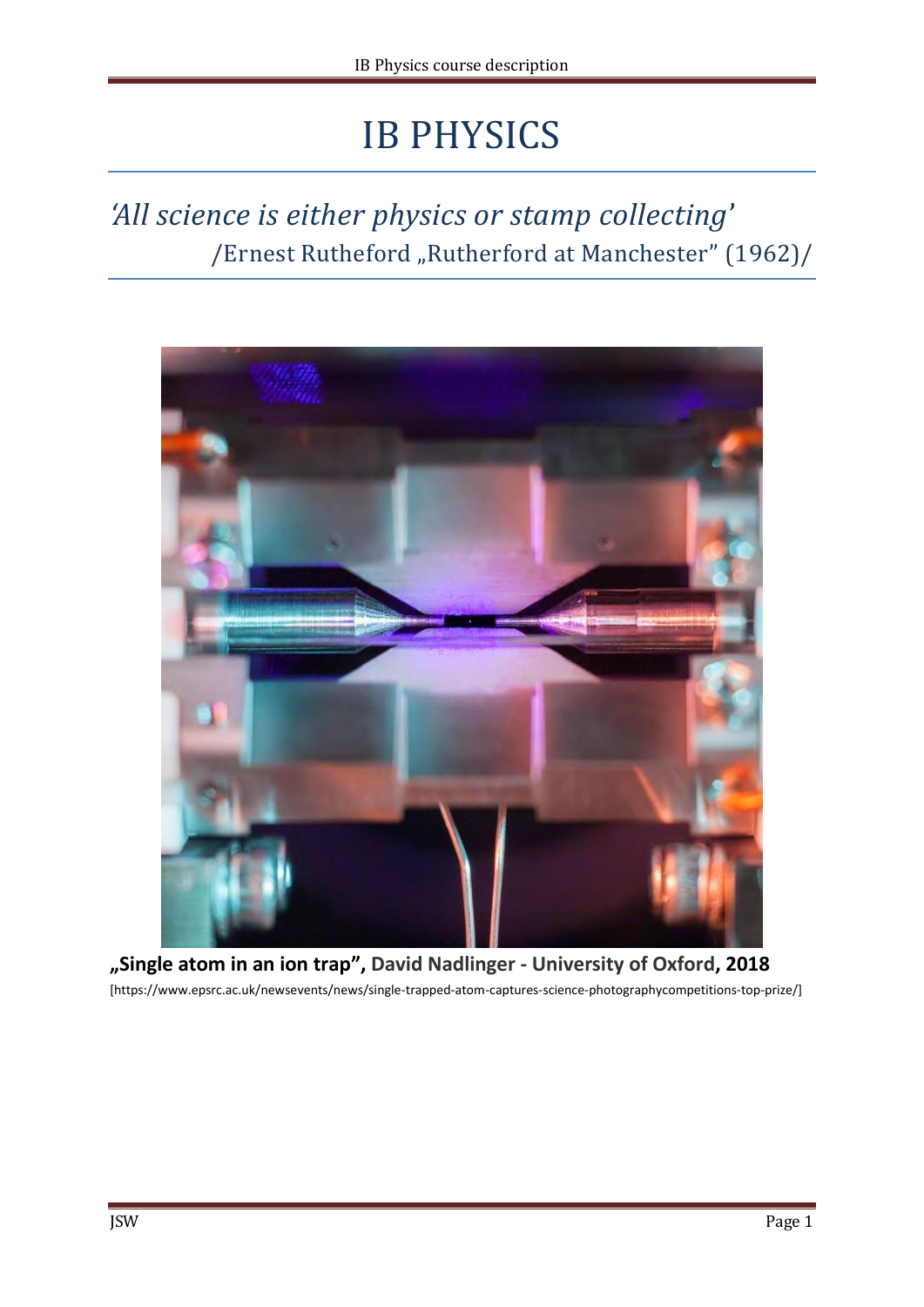# IB PHYSICS

## *'All science is either physics or stamp collecting'*

/Ernest Rutheford „Rutherford at Manchester" (1962)/

**„Single atom in an ion trap", David Nadlinger - University of Oxford, 2018**

[https://www.epsrc.ac.uk/newsevents/news/single-trapped-atom-captures-science-photographycompetitions-top-prize/]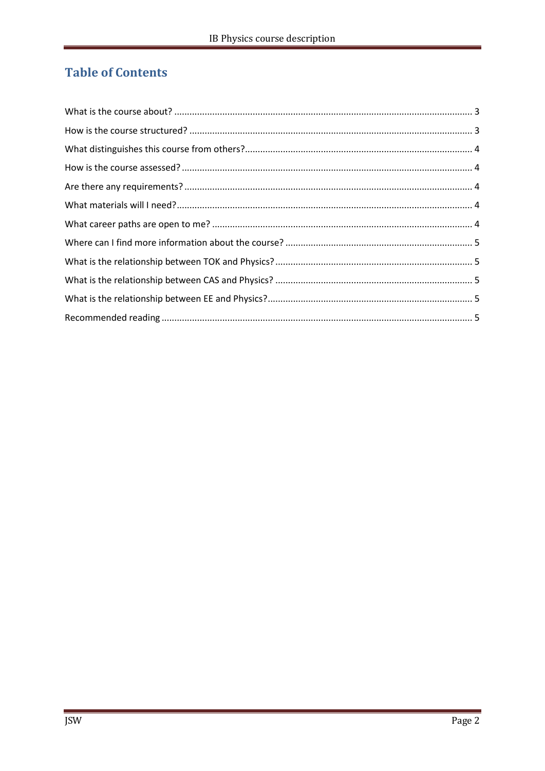# Table of Contents

What is the course about? ..................................................................................................................... 3

How is the course structured? ............................................................................................................... 3

What distinguishes this course from others?......................................................................................... 4

How is the course assessed? .................................................................................................................. 4

Are there any requirements? ................................................................................................................. 4

What materials will I need?.................................................................................................................... 4

What career paths are open to me? ...................................................................................................... 4

Where can I find more information about the course? .......................................................................... 5

What is the relationship between TOK and Physics? .............................................................................. 5

What is the relationship between CAS and Physics? .............................................................................. 5

What is the relationship between EE and Physics?................................................................................. 5

Recommended reading .......................................................................................................................... 5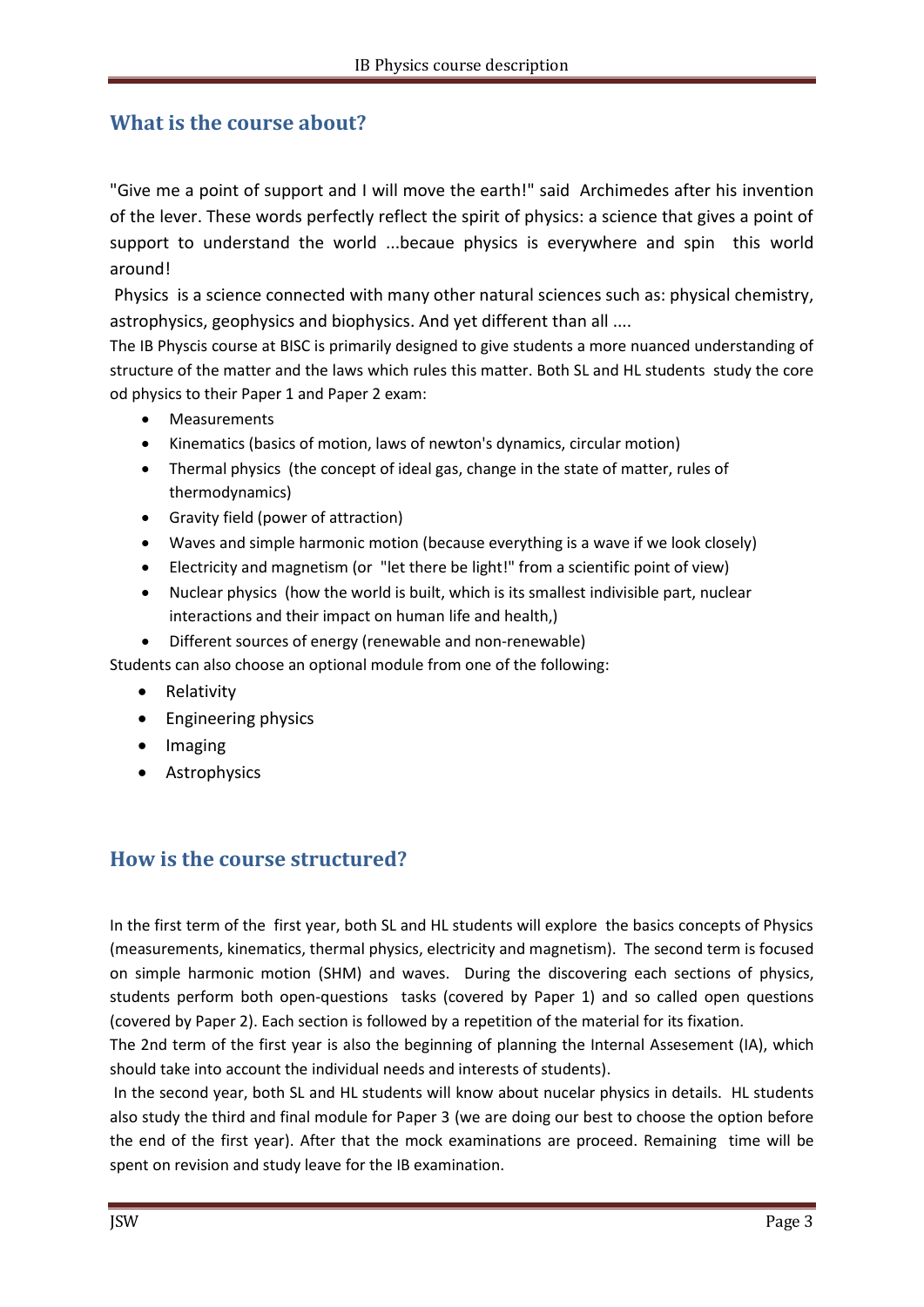## What is the course about?

"Give me a point of support and I will move the earth!" said Archimedes after his invention of the lever. These words perfectly reflect the spirit of physics: a science that gives a point of support to understand the world ...becaue physics is everywhere and spin this world around!

Physics is a science connected with many other natural sciences such as: physical chemistry, astrophysics, geophysics and biophysics. And yet different than all ....

The IB Physcis course at BISC is primarily designed to give students a more nuanced understanding of structure of the matter and the laws which rules this matter. Both SL and HL students study the core od physics to their Paper 1 and Paper 2 exam:

- Measurements
- Kinematics (basics of motion, laws of newton's dynamics, circular motion)
- Thermal physics (the concept of ideal gas, change in the state of matter, rules of thermodynamics)
- Gravity field (power of attraction)
- Waves and simple harmonic motion (because everything is a wave if we look closely)
- Electricity and magnetism (or "let there be light!" from a scientific point of view)
- Nuclear physics (how the world is built, which is its smallest indivisible part, nuclear interactions and their impact on human life and health,)
- Different sources of energy (renewable and non-renewable)

Students can also choose an optional module from one of the following:

- Relativity
- Engineering physics
- Imaging
- Astrophysics

## How is the course structured?

In the first term of the first year, both SL and HL students will explore the basics concepts of Physics (measurements, kinematics, thermal physics, electricity and magnetism). The second term is focused on simple harmonic motion (SHM) and waves. During the discovering each sections of physics, students perform both open-questions tasks (covered by Paper 1) and so called open questions (covered by Paper 2). Each section is followed by a repetition of the material for its fixation.

The 2nd term of the first year is also the beginning of planning the Internal Assesement (IA), which should take into account the individual needs and interests of students).

In the second year, both SL and HL students will know about nucelar physics in details. HL students also study the third and final module for Paper 3 (we are doing our best to choose the option before the end of the first year). After that the mock examinations are proceed. Remaining time will be spent on revision and study leave for the IB examination.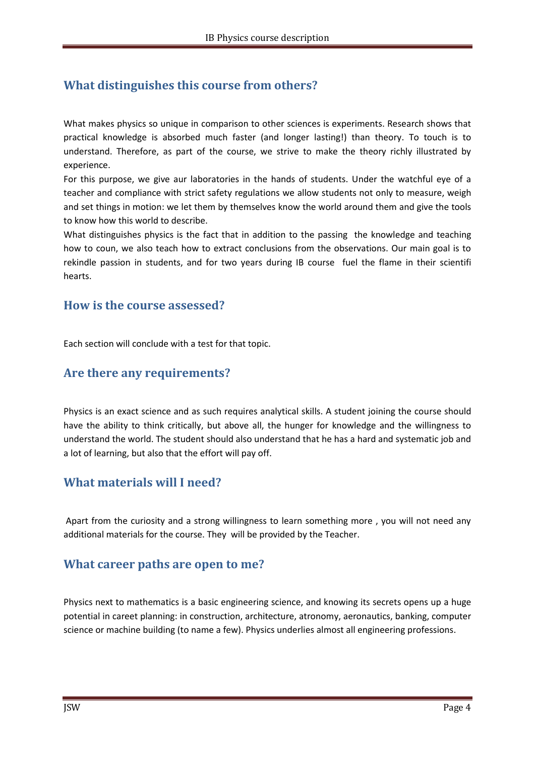## What distinguishes this course from others?

What makes physics so unique in comparison to other sciences is experiments. Research shows that practical knowledge is absorbed much faster (and longer lasting!) than theory. To touch is to understand. Therefore, as part of the course, we strive to make the theory richly illustrated by experience.

For this purpose, we give aur laboratories in the hands of students. Under the watchful eye of a teacher and compliance with strict safety regulations we allow students not only to measure, weigh and set things in motion: we let them by themselves know the world around them and give the tools to know how this world to describe.

What distinguishes physics is the fact that in addition to the passing the knowledge and teaching how to coun, we also teach how to extract conclusions from the observations. Our main goal is to rekindle passion in students, and for two years during IB course fuel the flame in their scientifi hearts.

## How is the course assessed?

Each section will conclude with a test for that topic.

## Are there any requirements?

Physics is an exact science and as such requires analytical skills. A student joining the course should have the ability to think critically, but above all, the hunger for knowledge and the willingness to understand the world. The student should also understand that he has a hard and systematic job and a lot of learning, but also that the effort will pay off.

## What materials will I need?

Apart from the curiosity and a strong willingness to learn something more , you will not need any additional materials for the course. They will be provided by the Teacher.

## What career paths are open to me?

Physics next to mathematics is a basic engineering science, and knowing its secrets opens up a huge potential in careet planning: in construction, architecture, atronomy, aeronautics, banking, computer science or machine building (to name a few). Physics underlies almost all engineering professions.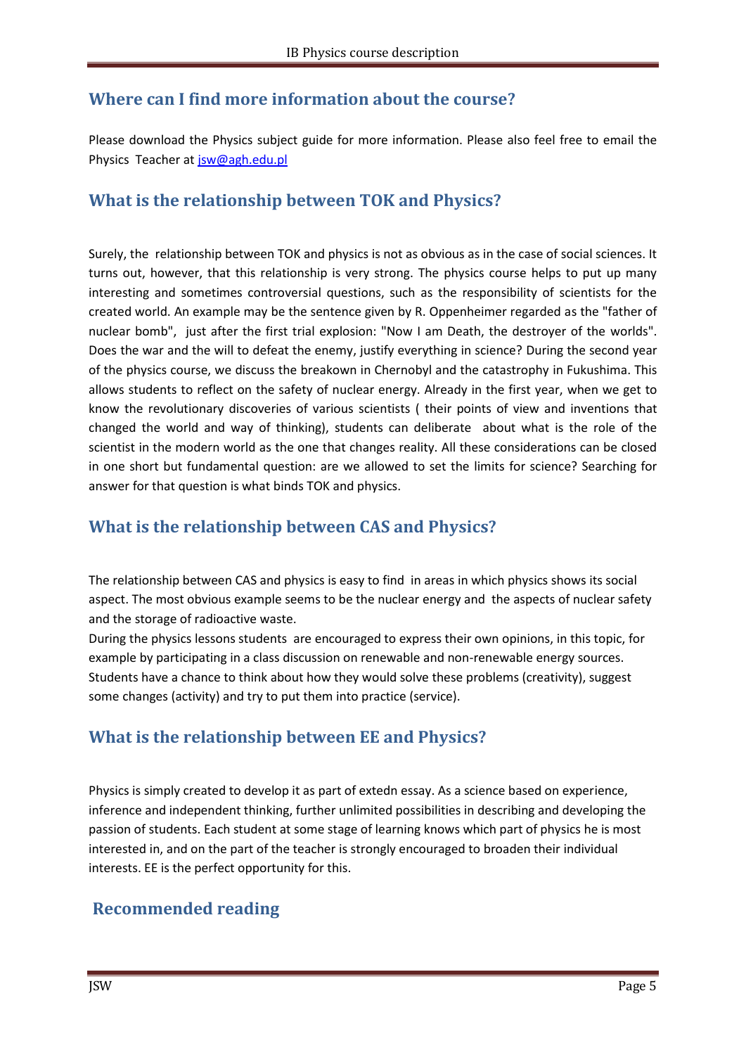## Where can I find more information about the course?

Please download the Physics subject guide for more information. Please also feel free to email the Physics Teacher at jsw@agh.edu.pl

## What is the relationship between TOK and Physics?

Surely, the relationship between TOK and physics is not as obvious as in the case of social sciences. It turns out, however, that this relationship is very strong. The physics course helps to put up many interesting and sometimes controversial questions, such as the responsibility of scientists for the created world. An example may be the sentence given by R. Oppenheimer regarded as the "father of nuclear bomb", just after the first trial explosion: "Now I am Death, the destroyer of the worlds". Does the war and the will to defeat the enemy, justify everything in science? During the second year of the physics course, we discuss the breakown in Chernobyl and the catastrophy in Fukushima. This allows students to reflect on the safety of nuclear energy. Already in the first year, when we get to know the revolutionary discoveries of various scientists ( their points of view and inventions that changed the world and way of thinking), students can deliberate about what is the role of the scientist in the modern world as the one that changes reality. All these considerations can be closed in one short but fundamental question: are we allowed to set the limits for science? Searching for answer for that question is what binds TOK and physics.

## What is the relationship between CAS and Physics?

The relationship between CAS and physics is easy to find in areas in which physics shows its social aspect. The most obvious example seems to be the nuclear energy and the aspects of nuclear safety and the storage of radioactive waste.
During the physics lessons students are encouraged to express their own opinions, in this topic, for example by participating in a class discussion on renewable and non-renewable energy sources. Students have a chance to think about how they would solve these problems (creativity), suggest some changes (activity) and try to put them into practice (service).

## What is the relationship between EE and Physics?

Physics is simply created to develop it as part of extedn essay. As a science based on experience, inference and independent thinking, further unlimited possibilities in describing and developing the passion of students. Each student at some stage of learning knows which part of physics he is most interested in, and on the part of the teacher is strongly encouraged to broaden their individual interests. EE is the perfect opportunity for this.

## Recommended reading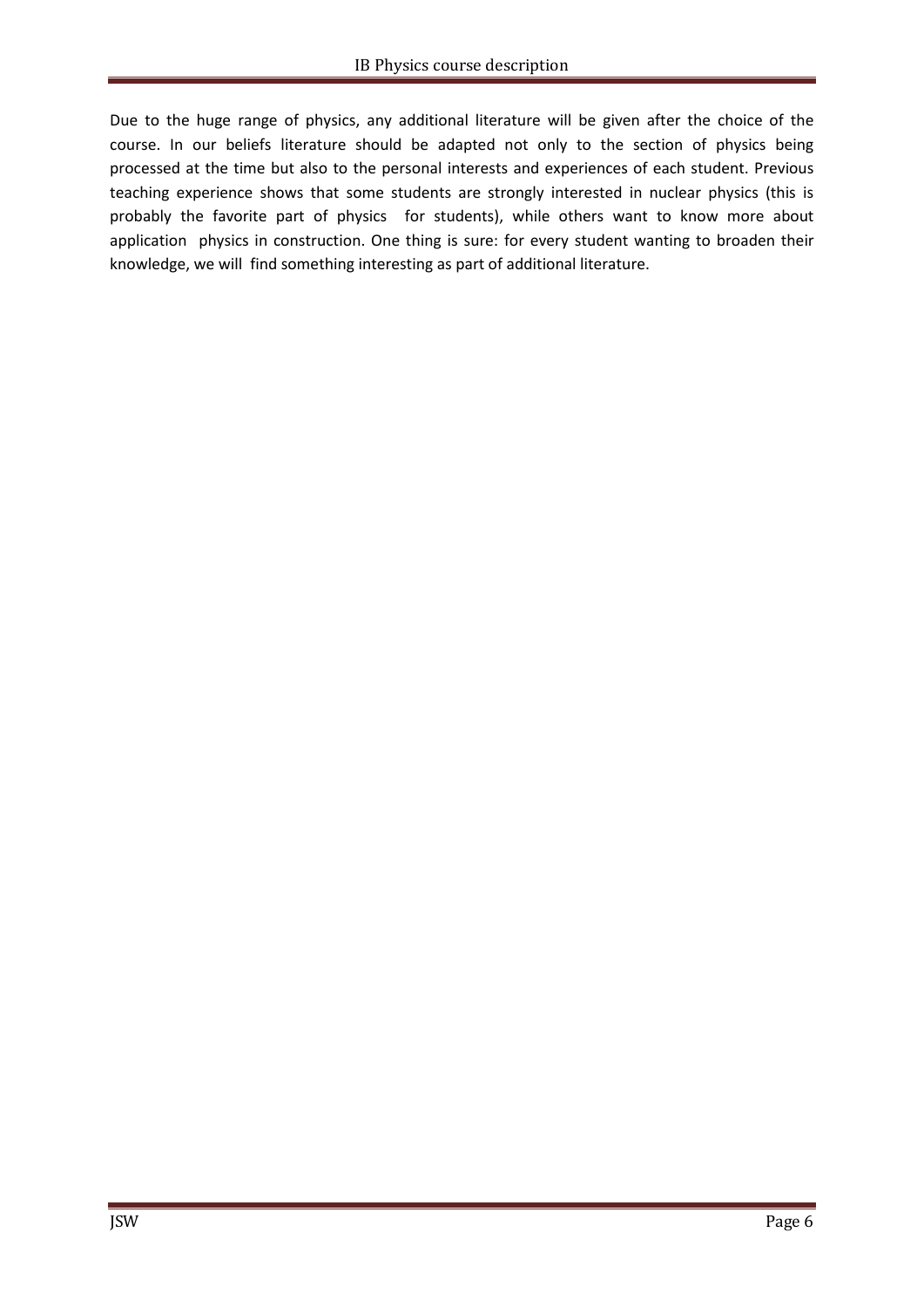Due to the huge range of physics, any additional literature will be given after the choice of the course. In our beliefs literature should be adapted not only to the section of physics being processed at the time but also to the personal interests and experiences of each student. Previous teaching experience shows that some students are strongly interested in nuclear physics (this is probably the favorite part of physics for students), while others want to know more about application physics in construction. One thing is sure: for every student wanting to broaden their knowledge, we will find something interesting as part of additional literature.